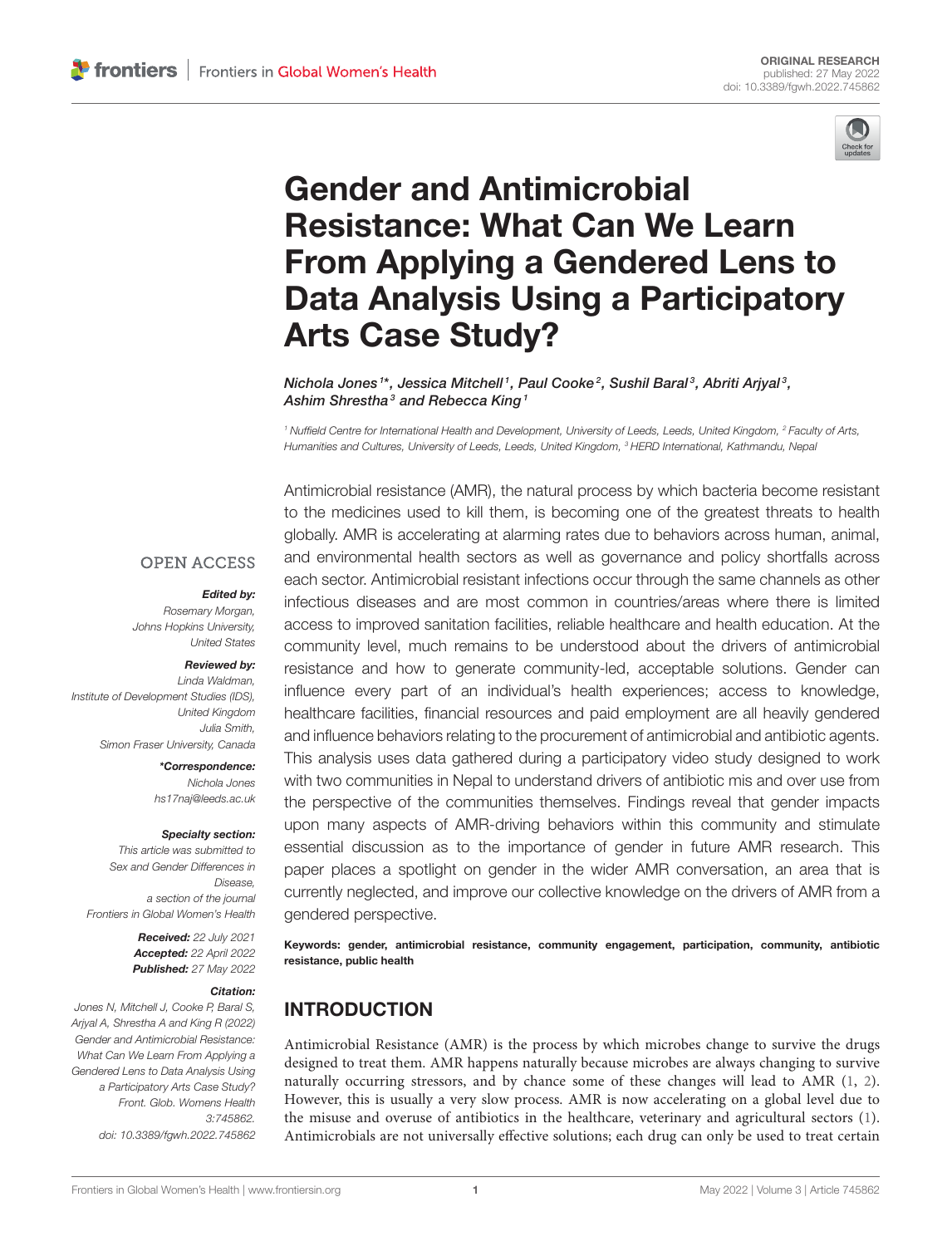ORIGINAL RESEARCH
published: 27 May 2022
doi: 10.3389/fgwh.2022.745862

# Gender and Antimicrobial Resistance: What Can We Learn From Applying a Gendered Lens to Data Analysis Using a Participatory Arts Case Study?

Nichola Jones[1]*, Jessica Mitchell[1], Paul Cooke[2], Sushil Baral[3], Abriti Arjyal[3], Ashim Shrestha[3] and Rebecca King[1]

[1] Nuffield Centre for International Health and Development, University of Leeds, Leeds, United Kingdom, [2] Faculty of Arts, Humanities and Cultures, University of Leeds, Leeds, United Kingdom, [3] HERD International, Kathmandu, Nepal

OPEN ACCESS

**Edited by:**
Rosemary Morgan,
Johns Hopkins University,
United States

**Reviewed by:**
Linda Waldman,
Institute of Development Studies (IDS),
United Kingdom
Julia Smith,
Simon Fraser University, Canada

***Correspondence:**
Nichola Jones
hs17naj@leeds.ac.uk

**Specialty section:**
This article was submitted to
Sex and Gender Differences in
Disease,
a section of the journal
Frontiers in Global Women's Health

**Received:** 22 July 2021
**Accepted:** 22 April 2022
**Published:** 27 May 2022

**Citation:**
Jones N, Mitchell J, Cooke P, Baral S, Arjyal A, Shrestha A and King R (2022) Gender and Antimicrobial Resistance: What Can We Learn From Applying a Gendered Lens to Data Analysis Using a Participatory Arts Case Study? Front. Glob. Womens Health 3:745862. doi: 10.3389/fgwh.2022.745862

Antimicrobial resistance (AMR), the natural process by which bacteria become resistant to the medicines used to kill them, is becoming one of the greatest threats to health globally. AMR is accelerating at alarming rates due to behaviors across human, animal, and environmental health sectors as well as governance and policy shortfalls across each sector. Antimicrobial resistant infections occur through the same channels as other infectious diseases and are most common in countries/areas where there is limited access to improved sanitation facilities, reliable healthcare and health education. At the community level, much remains to be understood about the drivers of antimicrobial resistance and how to generate community-led, acceptable solutions. Gender can influence every part of an individual's health experiences; access to knowledge, healthcare facilities, financial resources and paid employment are all heavily gendered and influence behaviors relating to the procurement of antimicrobial and antibiotic agents. This analysis uses data gathered during a participatory video study designed to work with two communities in Nepal to understand drivers of antibiotic mis and over use from the perspective of the communities themselves. Findings reveal that gender impacts upon many aspects of AMR-driving behaviors within this community and stimulate essential discussion as to the importance of gender in future AMR research. This paper places a spotlight on gender in the wider AMR conversation, an area that is currently neglected, and improve our collective knowledge on the drivers of AMR from a gendered perspective.

**Keywords:** gender, antimicrobial resistance, community engagement, participation, community, antibiotic resistance, public health

## INTRODUCTION

Antimicrobial Resistance (AMR) is the process by which microbes change to survive the drugs designed to treat them. AMR happens naturally because microbes are always changing to survive naturally occurring stressors, and by chance some of these changes will lead to AMR (1, 2). However, this is usually a very slow process. AMR is now accelerating on a global level due to the misuse and overuse of antibiotics in the healthcare, veterinary and agricultural sectors (1). Antimicrobials are not universally effective solutions; each drug can only be used to treat certain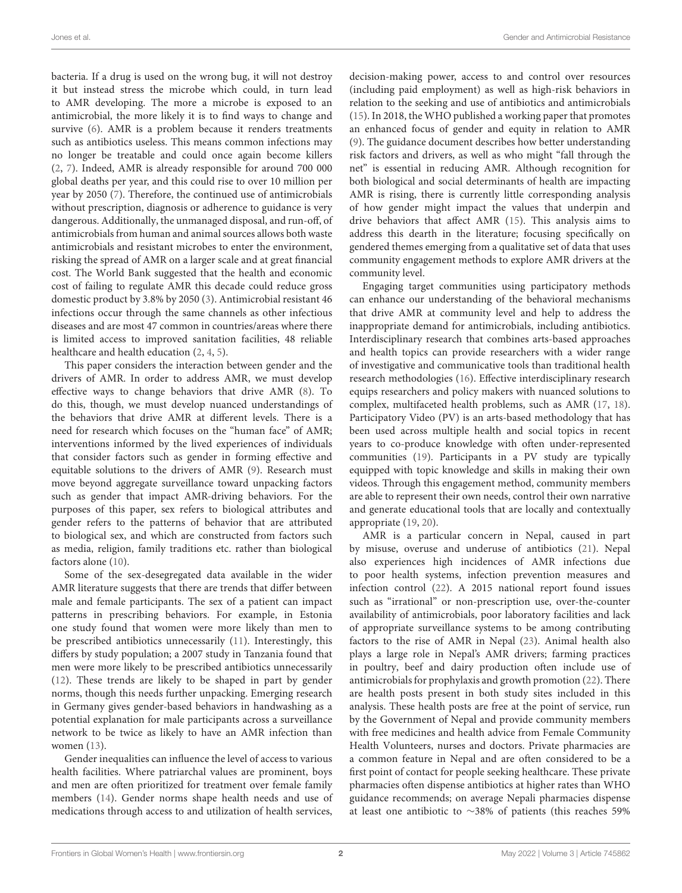bacteria. If a drug is used on the wrong bug, it will not destroy it but instead stress the microbe which could, in turn lead to AMR developing. The more a microbe is exposed to an antimicrobial, the more likely it is to find ways to change and survive (6). AMR is a problem because it renders treatments such as antibiotics useless. This means common infections may no longer be treatable and could once again become killers (2, 7). Indeed, AMR is already responsible for around 700 000 global deaths per year, and this could rise to over 10 million per year by 2050 (7). Therefore, the continued use of antimicrobials without prescription, diagnosis or adherence to guidance is very dangerous. Additionally, the unmanaged disposal, and run-off, of antimicrobials from human and animal sources allows both waste antimicrobials and resistant microbes to enter the environment, risking the spread of AMR on a larger scale and at great financial cost. The World Bank suggested that the health and economic cost of failing to regulate AMR this decade could reduce gross domestic product by 3.8% by 2050 (3). Antimicrobial resistant 46 infections occur through the same channels as other infectious diseases and are most 47 common in countries/areas where there is limited access to improved sanitation facilities, 48 reliable healthcare and health education (2, 4, 5).

This paper considers the interaction between gender and the drivers of AMR. In order to address AMR, we must develop effective ways to change behaviors that drive AMR (8). To do this, though, we must develop nuanced understandings of the behaviors that drive AMR at different levels. There is a need for research which focuses on the "human face" of AMR; interventions informed by the lived experiences of individuals that consider factors such as gender in forming effective and equitable solutions to the drivers of AMR (9). Research must move beyond aggregate surveillance toward unpacking factors such as gender that impact AMR-driving behaviors. For the purposes of this paper, sex refers to biological attributes and gender refers to the patterns of behavior that are attributed to biological sex, and which are constructed from factors such as media, religion, family traditions etc. rather than biological factors alone (10).

Some of the sex-desegregated data available in the wider AMR literature suggests that there are trends that differ between male and female participants. The sex of a patient can impact patterns in prescribing behaviors. For example, in Estonia one study found that women were more likely than men to be prescribed antibiotics unnecessarily (11). Interestingly, this differs by study population; a 2007 study in Tanzania found that men were more likely to be prescribed antibiotics unnecessarily (12). These trends are likely to be shaped in part by gender norms, though this needs further unpacking. Emerging research in Germany gives gender-based behaviors in handwashing as a potential explanation for male participants across a surveillance network to be twice as likely to have an AMR infection than women (13).

Gender inequalities can influence the level of access to various health facilities. Where patriarchal values are prominent, boys and men are often prioritized for treatment over female family members (14). Gender norms shape health needs and use of medications through access to and utilization of health services, decision-making power, access to and control over resources (including paid employment) as well as high-risk behaviors in relation to the seeking and use of antibiotics and antimicrobials (15). In 2018, the WHO published a working paper that promotes an enhanced focus of gender and equity in relation to AMR (9). The guidance document describes how better understanding risk factors and drivers, as well as who might "fall through the net" is essential in reducing AMR. Although recognition for both biological and social determinants of health are impacting AMR is rising, there is currently little corresponding analysis of how gender might impact the values that underpin and drive behaviors that affect AMR (15). This analysis aims to address this dearth in the literature; focusing specifically on gendered themes emerging from a qualitative set of data that uses community engagement methods to explore AMR drivers at the community level.

Engaging target communities using participatory methods can enhance our understanding of the behavioral mechanisms that drive AMR at community level and help to address the inappropriate demand for antimicrobials, including antibiotics. Interdisciplinary research that combines arts-based approaches and health topics can provide researchers with a wider range of investigative and communicative tools than traditional health research methodologies (16). Effective interdisciplinary research equips researchers and policy makers with nuanced solutions to complex, multifaceted health problems, such as AMR (17, 18). Participatory Video (PV) is an arts-based methodology that has been used across multiple health and social topics in recent years to co-produce knowledge with often under-represented communities (19). Participants in a PV study are typically equipped with topic knowledge and skills in making their own videos. Through this engagement method, community members are able to represent their own needs, control their own narrative and generate educational tools that are locally and contextually appropriate (19, 20).

AMR is a particular concern in Nepal, caused in part by misuse, overuse and underuse of antibiotics (21). Nepal also experiences high incidences of AMR infections due to poor health systems, infection prevention measures and infection control (22). A 2015 national report found issues such as "irrational" or non-prescription use, over-the-counter availability of antimicrobials, poor laboratory facilities and lack of appropriate surveillance systems to be among contributing factors to the rise of AMR in Nepal (23). Animal health also plays a large role in Nepal's AMR drivers; farming practices in poultry, beef and dairy production often include use of antimicrobials for prophylaxis and growth promotion (22). There are health posts present in both study sites included in this analysis. These health posts are free at the point of service, run by the Government of Nepal and provide community members with free medicines and health advice from Female Community Health Volunteers, nurses and doctors. Private pharmacies are a common feature in Nepal and are often considered to be a first point of contact for people seeking healthcare. These private pharmacies often dispense antibiotics at higher rates than WHO guidance recommends; on average Nepali pharmacies dispense at least one antibiotic to ∼38% of patients (this reaches 59%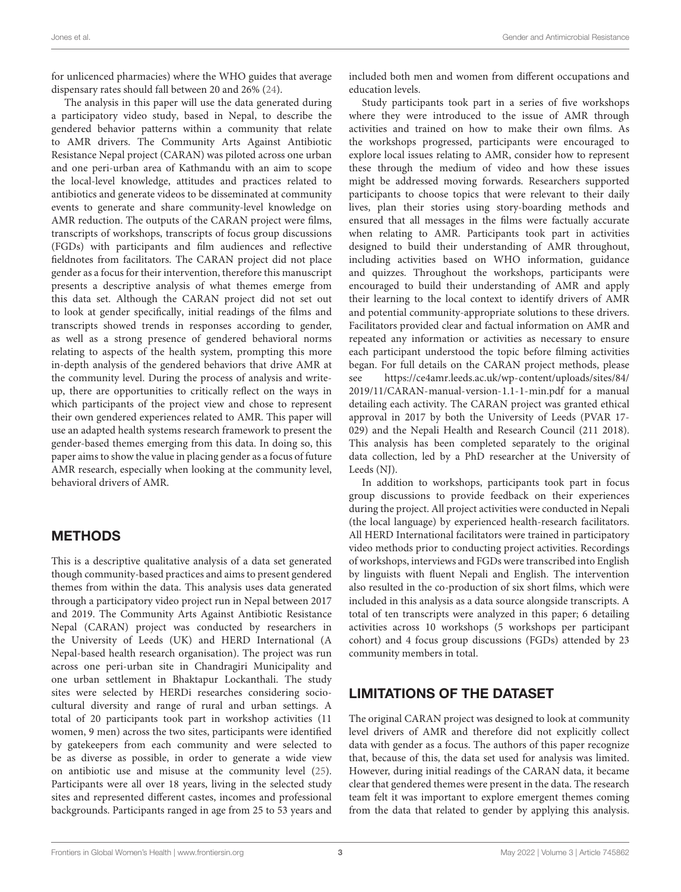for unlicenced pharmacies) where the WHO guides that average dispensary rates should fall between 20 and 26% (24).

The analysis in this paper will use the data generated during a participatory video study, based in Nepal, to describe the gendered behavior patterns within a community that relate to AMR drivers. The Community Arts Against Antibiotic Resistance Nepal project (CARAN) was piloted across one urban and one peri-urban area of Kathmandu with an aim to scope the local-level knowledge, attitudes and practices related to antibiotics and generate videos to be disseminated at community events to generate and share community-level knowledge on AMR reduction. The outputs of the CARAN project were films, transcripts of workshops, transcripts of focus group discussions (FGDs) with participants and film audiences and reflective fieldnotes from facilitators. The CARAN project did not place gender as a focus for their intervention, therefore this manuscript presents a descriptive analysis of what themes emerge from this data set. Although the CARAN project did not set out to look at gender specifically, initial readings of the films and transcripts showed trends in responses according to gender, as well as a strong presence of gendered behavioral norms relating to aspects of the health system, prompting this more in-depth analysis of the gendered behaviors that drive AMR at the community level. During the process of analysis and write-up, there are opportunities to critically reflect on the ways in which participants of the project view and chose to represent their own gendered experiences related to AMR. This paper will use an adapted health systems research framework to present the gender-based themes emerging from this data. In doing so, this paper aims to show the value in placing gender as a focus of future AMR research, especially when looking at the community level, behavioral drivers of AMR.

## METHODS

This is a descriptive qualitative analysis of a data set generated though community-based practices and aims to present gendered themes from within the data. This analysis uses data generated through a participatory video project run in Nepal between 2017 and 2019. The Community Arts Against Antibiotic Resistance Nepal (CARAN) project was conducted by researchers in the University of Leeds (UK) and HERD International (A Nepal-based health research organisation). The project was run across one peri-urban site in Chandragiri Municipality and one urban settlement in Bhaktapur Lockanthali. The study sites were selected by HERDi researches considering socio-cultural diversity and range of rural and urban settings. A total of 20 participants took part in workshop activities (11 women, 9 men) across the two sites, participants were identified by gatekeepers from each community and were selected to be as diverse as possible, in order to generate a wide view on antibiotic use and misuse at the community level (25). Participants were all over 18 years, living in the selected study sites and represented different castes, incomes and professional backgrounds. Participants ranged in age from 25 to 53 years and included both men and women from different occupations and education levels.

Study participants took part in a series of five workshops where they were introduced to the issue of AMR through activities and trained on how to make their own films. As the workshops progressed, participants were encouraged to explore local issues relating to AMR, consider how to represent these through the medium of video and how these issues might be addressed moving forwards. Researchers supported participants to choose topics that were relevant to their daily lives, plan their stories using story-boarding methods and ensured that all messages in the films were factually accurate when relating to AMR. Participants took part in activities designed to build their understanding of AMR throughout, including activities based on WHO information, guidance and quizzes. Throughout the workshops, participants were encouraged to build their understanding of AMR and apply their learning to the local context to identify drivers of AMR and potential community-appropriate solutions to these drivers. Facilitators provided clear and factual information on AMR and repeated any information or activities as necessary to ensure each participant understood the topic before filming activities began. For full details on the CARAN project methods, please see https://ce4amr.leeds.ac.uk/wp-content/uploads/sites/84/2019/11/CARAN-manual-version-1.1-1-min.pdf for a manual detailing each activity. The CARAN project was granted ethical approval in 2017 by both the University of Leeds (PVAR 17-029) and the Nepali Health and Research Council (211 2018). This analysis has been completed separately to the original data collection, led by a PhD researcher at the University of Leeds (NJ).

In addition to workshops, participants took part in focus group discussions to provide feedback on their experiences during the project. All project activities were conducted in Nepali (the local language) by experienced health-research facilitators. All HERD International facilitators were trained in participatory video methods prior to conducting project activities. Recordings of workshops, interviews and FGDs were transcribed into English by linguists with fluent Nepali and English. The intervention also resulted in the co-production of six short films, which were included in this analysis as a data source alongside transcripts. A total of ten transcripts were analyzed in this paper; 6 detailing activities across 10 workshops (5 workshops per participant cohort) and 4 focus group discussions (FGDs) attended by 23 community members in total.

## LIMITATIONS OF THE DATASET

The original CARAN project was designed to look at community level drivers of AMR and therefore did not explicitly collect data with gender as a focus. The authors of this paper recognize that, because of this, the data set used for analysis was limited. However, during initial readings of the CARAN data, it became clear that gendered themes were present in the data. The research team felt it was important to explore emergent themes coming from the data that related to gender by applying this analysis.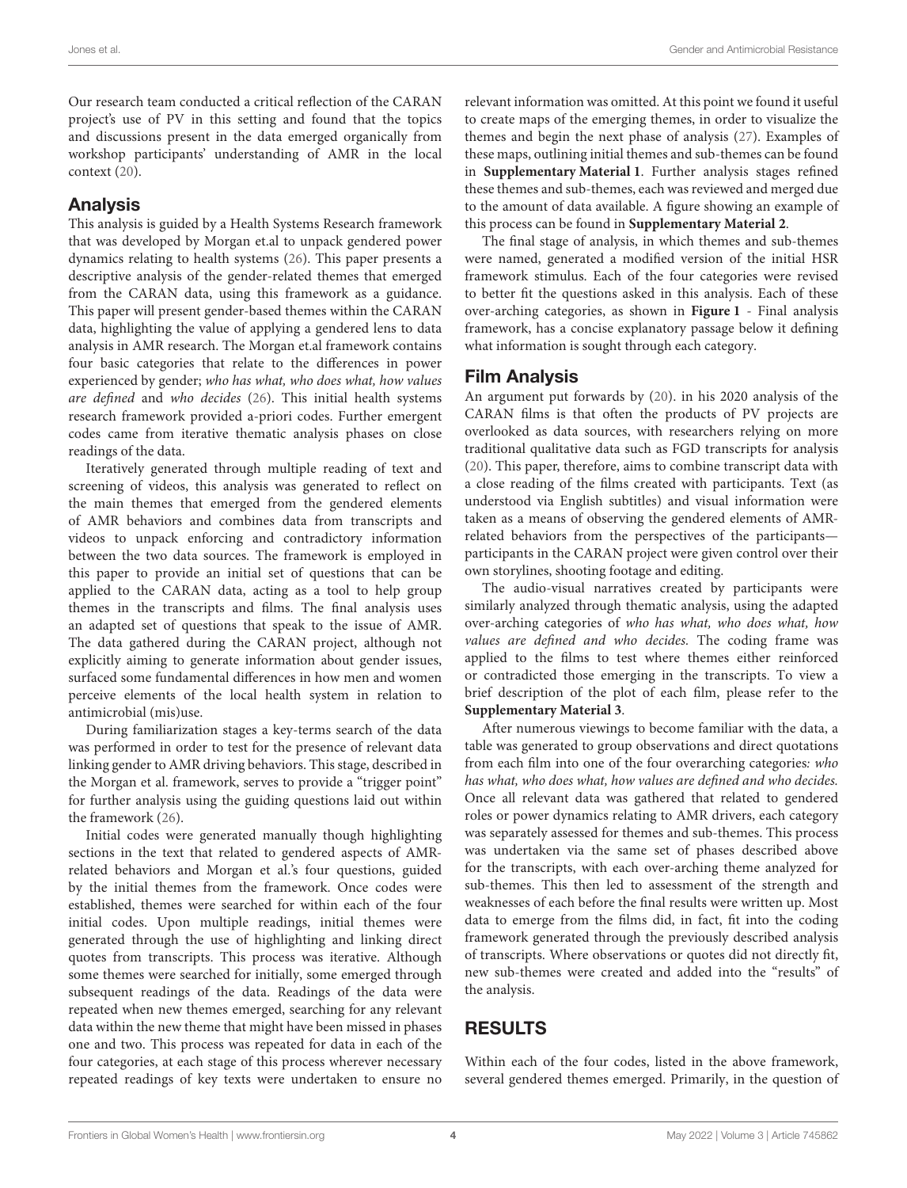Our research team conducted a critical reflection of the CARAN project's use of PV in this setting and found that the topics and discussions present in the data emerged organically from workshop participants' understanding of AMR in the local context (20).

## Analysis

This analysis is guided by a Health Systems Research framework that was developed by Morgan et.al to unpack gendered power dynamics relating to health systems (26). This paper presents a descriptive analysis of the gender-related themes that emerged from the CARAN data, using this framework as a guidance. This paper will present gender-based themes within the CARAN data, highlighting the value of applying a gendered lens to data analysis in AMR research. The Morgan et.al framework contains four basic categories that relate to the differences in power experienced by gender; *who has what, who does what, how values are defined* and *who decides* (26). This initial health systems research framework provided a-priori codes. Further emergent codes came from iterative thematic analysis phases on close readings of the data.

Iteratively generated through multiple reading of text and screening of videos, this analysis was generated to reflect on the main themes that emerged from the gendered elements of AMR behaviors and combines data from transcripts and videos to unpack enforcing and contradictory information between the two data sources. The framework is employed in this paper to provide an initial set of questions that can be applied to the CARAN data, acting as a tool to help group themes in the transcripts and films. The final analysis uses an adapted set of questions that speak to the issue of AMR. The data gathered during the CARAN project, although not explicitly aiming to generate information about gender issues, surfaced some fundamental differences in how men and women perceive elements of the local health system in relation to antimicrobial (mis)use.

During familiarization stages a key-terms search of the data was performed in order to test for the presence of relevant data linking gender to AMR driving behaviors. This stage, described in the Morgan et al. framework, serves to provide a "trigger point" for further analysis using the guiding questions laid out within the framework (26).

Initial codes were generated manually though highlighting sections in the text that related to gendered aspects of AMR-related behaviors and Morgan et al.'s four questions, guided by the initial themes from the framework. Once codes were established, themes were searched for within each of the four initial codes. Upon multiple readings, initial themes were generated through the use of highlighting and linking direct quotes from transcripts. This process was iterative. Although some themes were searched for initially, some emerged through subsequent readings of the data. Readings of the data were repeated when new themes emerged, searching for any relevant data within the new theme that might have been missed in phases one and two. This process was repeated for data in each of the four categories, at each stage of this process wherever necessary repeated readings of key texts were undertaken to ensure no relevant information was omitted. At this point we found it useful to create maps of the emerging themes, in order to visualize the themes and begin the next phase of analysis (27). Examples of these maps, outlining initial themes and sub-themes can be found in **Supplementary Material 1**. Further analysis stages refined these themes and sub-themes, each was reviewed and merged due to the amount of data available. A figure showing an example of this process can be found in **Supplementary Material 2**.

The final stage of analysis, in which themes and sub-themes were named, generated a modified version of the initial HSR framework stimulus. Each of the four categories were revised to better fit the questions asked in this analysis. Each of these over-arching categories, as shown in **Figure 1** - Final analysis framework, has a concise explanatory passage below it defining what information is sought through each category.

## Film Analysis

An argument put forwards by (20). in his 2020 analysis of the CARAN films is that often the products of PV projects are overlooked as data sources, with researchers relying on more traditional qualitative data such as FGD transcripts for analysis (20). This paper, therefore, aims to combine transcript data with a close reading of the films created with participants. Text (as understood via English subtitles) and visual information were taken as a means of observing the gendered elements of AMR-related behaviors from the perspectives of the participants—participants in the CARAN project were given control over their own storylines, shooting footage and editing.

The audio-visual narratives created by participants were similarly analyzed through thematic analysis, using the adapted over-arching categories of *who has what, who does what, how values are defined and who decides*. The coding frame was applied to the films to test where themes either reinforced or contradicted those emerging in the transcripts. To view a brief description of the plot of each film, please refer to the **Supplementary Material 3**.

After numerous viewings to become familiar with the data, a table was generated to group observations and direct quotations from each film into one of the four overarching categories*: who has what, who does what, how values are defined and who decides.* Once all relevant data was gathered that related to gendered roles or power dynamics relating to AMR drivers, each category was separately assessed for themes and sub-themes. This process was undertaken via the same set of phases described above for the transcripts, with each over-arching theme analyzed for sub-themes. This then led to assessment of the strength and weaknesses of each before the final results were written up. Most data to emerge from the films did, in fact, fit into the coding framework generated through the previously described analysis of transcripts. Where observations or quotes did not directly fit, new sub-themes were created and added into the "results" of the analysis.

# RESULTS

Within each of the four codes, listed in the above framework, several gendered themes emerged. Primarily, in the question of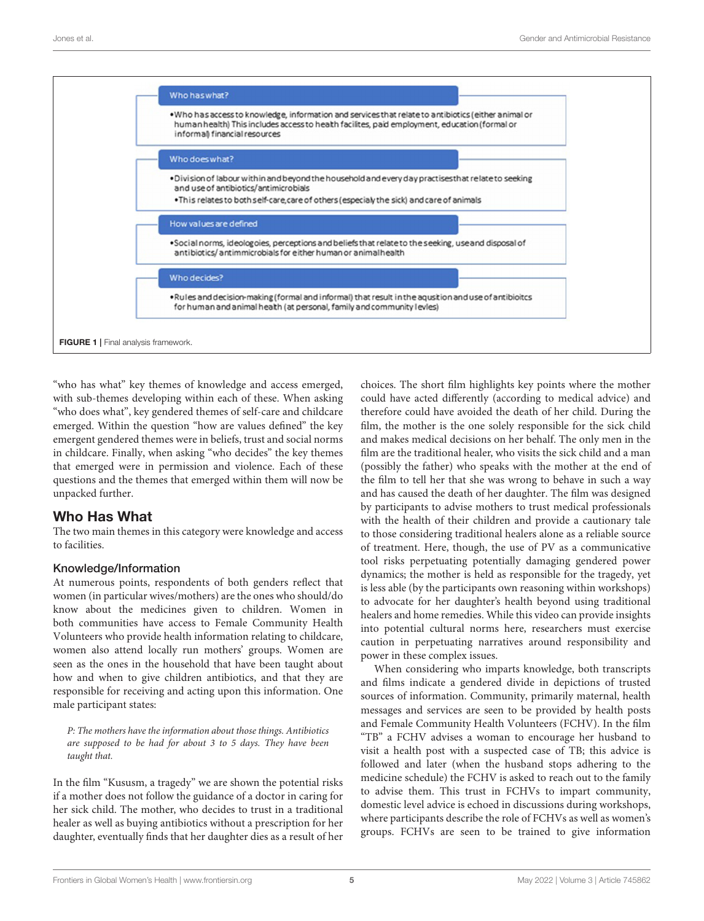**Who has what?**

- Who has access to knowledge, information and services that relate to antibiotics (either animal or human health) This includes access to heath facilites, paid employment, education (formal or informal) financial resources

**Who does what?**

- Division of labour within and beyond the household and every day practises that relate to seeking and use of antibiotics/antimicrobials
- This relates to both self-care, care of others (especialy the sick) and care of animals

**How values are defined**

- Social norms, ideologoies, perceptions and beliefs that relate to the seeking, use and disposal of antibiotics/ antimmicrobials for either human or animal health

**Who decides?**

- Rules and decision-making (formal and informal) that result in the aqusition and use of antibioitcs for human and animal heath (at personal, family and community levles)

**FIGURE 1** | Final analysis framework.

"who has what" key themes of knowledge and access emerged, with sub-themes developing within each of these. When asking "who does what", key gendered themes of self-care and childcare emerged. Within the question "how are values defined" the key emergent gendered themes were in beliefs, trust and social norms in childcare. Finally, when asking "who decides" the key themes that emerged were in permission and violence. Each of these questions and the themes that emerged within them will now be unpacked further.

## Who Has What

The two main themes in this category were knowledge and access to facilities.

### Knowledge/Information

At numerous points, respondents of both genders reflect that women (in particular wives/mothers) are the ones who should/do know about the medicines given to children. Women in both communities have access to Female Community Health Volunteers who provide health information relating to childcare, women also attend locally run mothers' groups. Women are seen as the ones in the household that have been taught about how and when to give children antibiotics, and that they are responsible for receiving and acting upon this information. One male participant states:

> *P: The mothers have the information about those things. Antibiotics are supposed to be had for about 3 to 5 days. They have been taught that.*

In the film "Kususm, a tragedy" we are shown the potential risks if a mother does not follow the guidance of a doctor in caring for her sick child. The mother, who decides to trust in a traditional healer as well as buying antibiotics without a prescription for her daughter, eventually finds that her daughter dies as a result of her choices. The short film highlights key points where the mother could have acted differently (according to medical advice) and therefore could have avoided the death of her child. During the film, the mother is the one solely responsible for the sick child and makes medical decisions on her behalf. The only men in the film are the traditional healer, who visits the sick child and a man (possibly the father) who speaks with the mother at the end of the film to tell her that she was wrong to behave in such a way and has caused the death of her daughter. The film was designed by participants to advise mothers to trust medical professionals with the health of their children and provide a cautionary tale to those considering traditional healers alone as a reliable source of treatment. Here, though, the use of PV as a communicative tool risks perpetuating potentially damaging gendered power dynamics; the mother is held as responsible for the tragedy, yet is less able (by the participants own reasoning within workshops) to advocate for her daughter's health beyond using traditional healers and home remedies. While this video can provide insights into potential cultural norms here, researchers must exercise caution in perpetuating narratives around responsibility and power in these complex issues.

When considering who imparts knowledge, both transcripts and films indicate a gendered divide in depictions of trusted sources of information. Community, primarily maternal, health messages and services are seen to be provided by health posts and Female Community Health Volunteers (FCHV). In the film "TB" a FCHV advises a woman to encourage her husband to visit a health post with a suspected case of TB; this advice is followed and later (when the husband stops adhering to the medicine schedule) the FCHV is asked to reach out to the family to advise them. This trust in FCHVs to impart community, domestic level advice is echoed in discussions during workshops, where participants describe the role of FCHVs as well as women's groups. FCHVs are seen to be trained to give information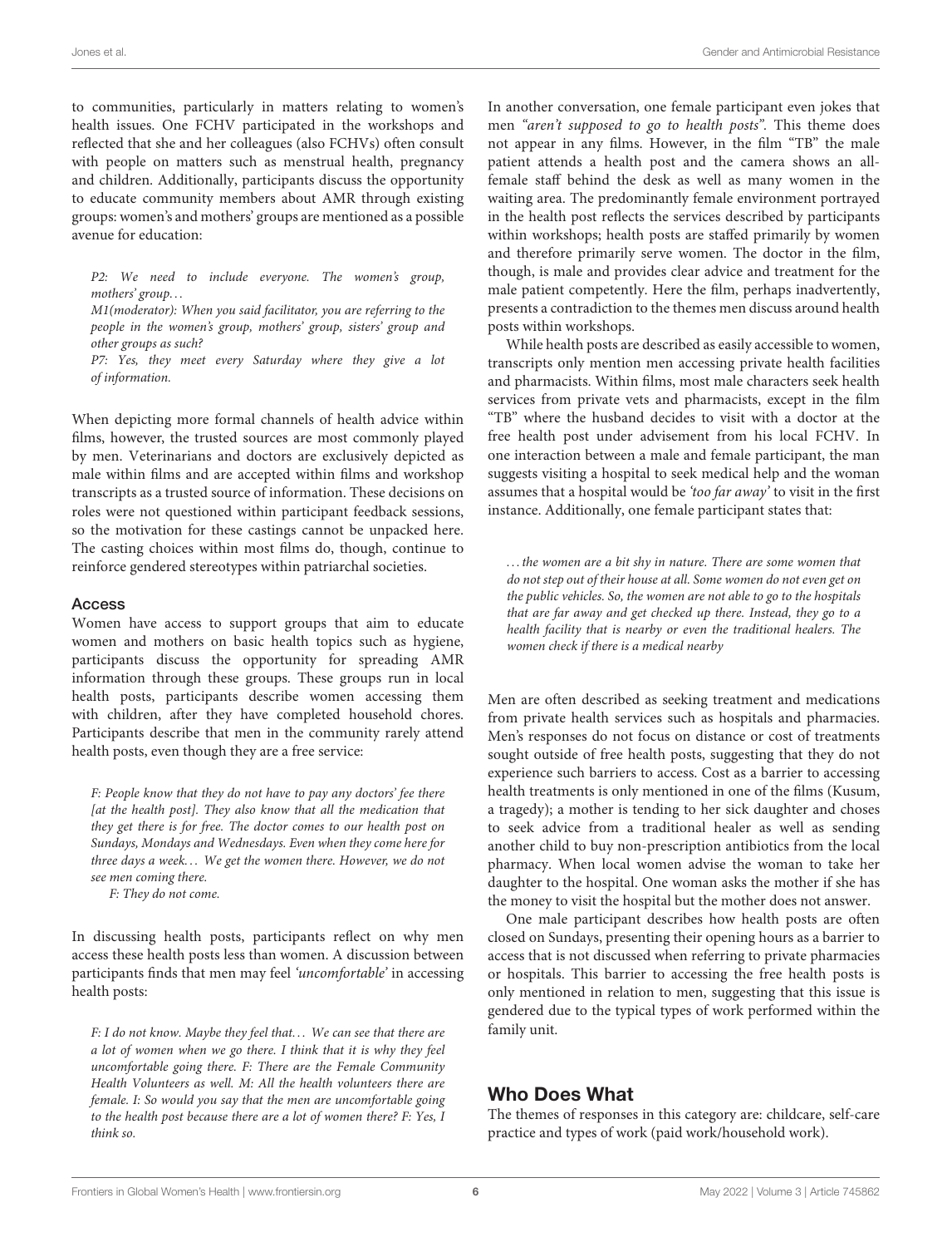to communities, particularly in matters relating to women's health issues. One FCHV participated in the workshops and reflected that she and her colleagues (also FCHVs) often consult with people on matters such as menstrual health, pregnancy and children. Additionally, participants discuss the opportunity to educate community members about AMR through existing groups: women's and mothers' groups are mentioned as a possible avenue for education:

> *P2: We need to include everyone. The women's group, mothers' group…*
>
> *M1(moderator): When you said facilitator, you are referring to the people in the women's group, mothers' group, sisters' group and other groups as such?*
>
> *P7: Yes, they meet every Saturday where they give a lot of information.*

When depicting more formal channels of health advice within films, however, the trusted sources are most commonly played by men. Veterinarians and doctors are exclusively depicted as male within films and are accepted within films and workshop transcripts as a trusted source of information. These decisions on roles were not questioned within participant feedback sessions, so the motivation for these castings cannot be unpacked here. The casting choices within most films do, though, continue to reinforce gendered stereotypes within patriarchal societies.

### Access

Women have access to support groups that aim to educate women and mothers on basic health topics such as hygiene, participants discuss the opportunity for spreading AMR information through these groups. These groups run in local health posts, participants describe women accessing them with children, after they have completed household chores. Participants describe that men in the community rarely attend health posts, even though they are a free service:

> *F: People know that they do not have to pay any doctors' fee there [at the health post]. They also know that all the medication that they get there is for free. The doctor comes to our health post on Sundays, Mondays and Wednesdays. Even when they come here for three days a week… We get the women there. However, we do not see men coming there.*
>
> *F: They do not come.*

In discussing health posts, participants reflect on why men access these health posts less than women. A discussion between participants finds that men may feel *'uncomfortable'* in accessing health posts:

> *F: I do not know. Maybe they feel that… We can see that there are a lot of women when we go there. I think that it is why they feel uncomfortable going there. F: There are the Female Community Health Volunteers as well. M: All the health volunteers there are female. I: So would you say that the men are uncomfortable going to the health post because there are a lot of women there? F: Yes, I think so.*

In another conversation, one female participant even jokes that men *"aren't supposed to go to health posts"*. This theme does not appear in any films. However, in the film "TB" the male patient attends a health post and the camera shows an all-female staff behind the desk as well as many women in the waiting area. The predominantly female environment portrayed in the health post reflects the services described by participants within workshops; health posts are staffed primarily by women and therefore primarily serve women. The doctor in the film, though, is male and provides clear advice and treatment for the male patient competently. Here the film, perhaps inadvertently, presents a contradiction to the themes men discuss around health posts within workshops.

While health posts are described as easily accessible to women, transcripts only mention men accessing private health facilities and pharmacists. Within films, most male characters seek health services from private vets and pharmacists, except in the film "TB" where the husband decides to visit with a doctor at the free health post under advisement from his local FCHV. In one interaction between a male and female participant, the man suggests visiting a hospital to seek medical help and the woman assumes that a hospital would be *'too far away'* to visit in the first instance. Additionally, one female participant states that:

> *…the women are a bit shy in nature. There are some women that do not step out of their house at all. Some women do not even get on the public vehicles. So, the women are not able to go to the hospitals that are far away and get checked up there. Instead, they go to a health facility that is nearby or even the traditional healers. The women check if there is a medical nearby*

Men are often described as seeking treatment and medications from private health services such as hospitals and pharmacies. Men's responses do not focus on distance or cost of treatments sought outside of free health posts, suggesting that they do not experience such barriers to access. Cost as a barrier to accessing health treatments is only mentioned in one of the films (Kusum, a tragedy); a mother is tending to her sick daughter and choses to seek advice from a traditional healer as well as sending another child to buy non-prescription antibiotics from the local pharmacy. When local women advise the woman to take her daughter to the hospital. One woman asks the mother if she has the money to visit the hospital but the mother does not answer.

One male participant describes how health posts are often closed on Sundays, presenting their opening hours as a barrier to access that is not discussed when referring to private pharmacies or hospitals. This barrier to accessing the free health posts is only mentioned in relation to men, suggesting that this issue is gendered due to the typical types of work performed within the family unit.

## Who Does What

The themes of responses in this category are: childcare, self-care practice and types of work (paid work/household work).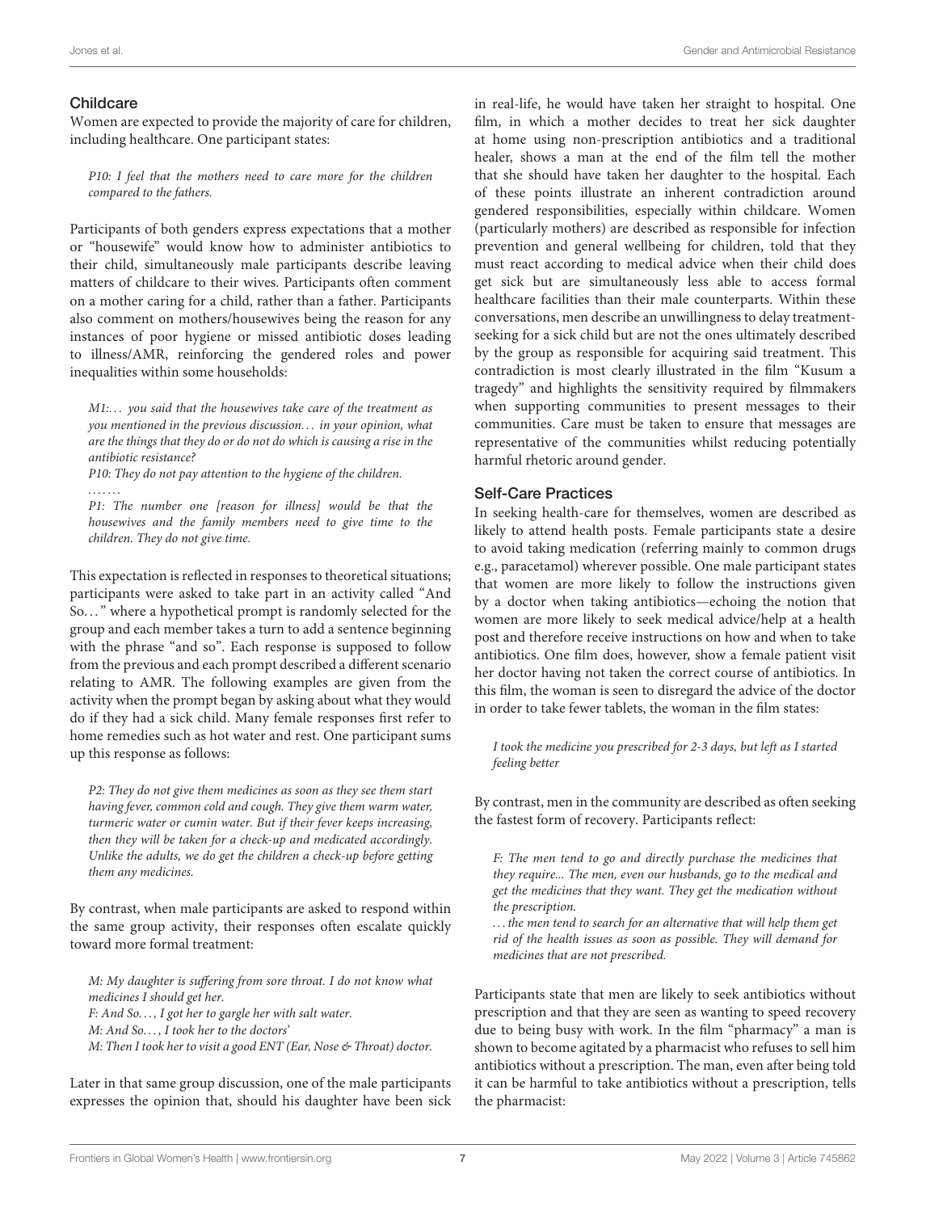### Childcare

Women are expected to provide the majority of care for children, including healthcare. One participant states:

> *P10: I feel that the mothers need to care more for the children compared to the fathers.*

Participants of both genders express expectations that a mother or "housewife" would know how to administer antibiotics to their child, simultaneously male participants describe leaving matters of childcare to their wives. Participants often comment on a mother caring for a child, rather than a father. Participants also comment on mothers/housewives being the reason for any instances of poor hygiene or missed antibiotic doses leading to illness/AMR, reinforcing the gendered roles and power inequalities within some households:

> *M1:... you said that the housewives take care of the treatment as you mentioned in the previous discussion... in your opinion, what are the things that they do or do not do which is causing a rise in the antibiotic resistance?*
>
> *P10: They do not pay attention to the hygiene of the children.*
>
> *.......*
>
> *P1: The number one [reason for illness] would be that the housewives and the family members need to give time to the children. They do not give time.*

This expectation is reflected in responses to theoretical situations; participants were asked to take part in an activity called "And So..." where a hypothetical prompt is randomly selected for the group and each member takes a turn to add a sentence beginning with the phrase "and so". Each response is supposed to follow from the previous and each prompt described a different scenario relating to AMR. The following examples are given from the activity when the prompt began by asking about what they would do if they had a sick child. Many female responses first refer to home remedies such as hot water and rest. One participant sums up this response as follows:

> *P2: They do not give them medicines as soon as they see them start having fever, common cold and cough. They give them warm water, turmeric water or cumin water. But if their fever keeps increasing, then they will be taken for a check-up and medicated accordingly. Unlike the adults, we do get the children a check-up before getting them any medicines.*

By contrast, when male participants are asked to respond within the same group activity, their responses often escalate quickly toward more formal treatment:

> *M: My daughter is suffering from sore throat. I do not know what medicines I should get her.*
>
> *F: And So..., I got her to gargle her with salt water.*
>
> *M: And So..., I took her to the doctors'*
>
> *M: Then I took her to visit a good ENT (Ear, Nose & Throat) doctor.*

Later in that same group discussion, one of the male participants expresses the opinion that, should his daughter have been sick in real-life, he would have taken her straight to hospital. One film, in which a mother decides to treat her sick daughter at home using non-prescription antibiotics and a traditional healer, shows a man at the end of the film tell the mother that she should have taken her daughter to the hospital. Each of these points illustrate an inherent contradiction around gendered responsibilities, especially within childcare. Women (particularly mothers) are described as responsible for infection prevention and general wellbeing for children, told that they must react according to medical advice when their child does get sick but are simultaneously less able to access formal healthcare facilities than their male counterparts. Within these conversations, men describe an unwillingness to delay treatment-seeking for a sick child but are not the ones ultimately described by the group as responsible for acquiring said treatment. This contradiction is most clearly illustrated in the film "Kusum a tragedy" and highlights the sensitivity required by filmmakers when supporting communities to present messages to their communities. Care must be taken to ensure that messages are representative of the communities whilst reducing potentially harmful rhetoric around gender.

### Self-Care Practices

In seeking health-care for themselves, women are described as likely to attend health posts. Female participants state a desire to avoid taking medication (referring mainly to common drugs e.g., paracetamol) wherever possible. One male participant states that women are more likely to follow the instructions given by a doctor when taking antibiotics—echoing the notion that women are more likely to seek medical advice/help at a health post and therefore receive instructions on how and when to take antibiotics. One film does, however, show a female patient visit her doctor having not taken the correct course of antibiotics. In this film, the woman is seen to disregard the advice of the doctor in order to take fewer tablets, the woman in the film states:

> *I took the medicine you prescribed for 2-3 days, but left as I started feeling better*

By contrast, men in the community are described as often seeking the fastest form of recovery. Participants reflect:

> *F: The men tend to go and directly purchase the medicines that they require... The men, even our husbands, go to the medical and get the medicines that they want. They get the medication without the prescription.*
>
> *...the men tend to search for an alternative that will help them get rid of the health issues as soon as possible. They will demand for medicines that are not prescribed.*

Participants state that men are likely to seek antibiotics without prescription and that they are seen as wanting to speed recovery due to being busy with work. In the film "pharmacy" a man is shown to become agitated by a pharmacist who refuses to sell him antibiotics without a prescription. The man, even after being told it can be harmful to take antibiotics without a prescription, tells the pharmacist: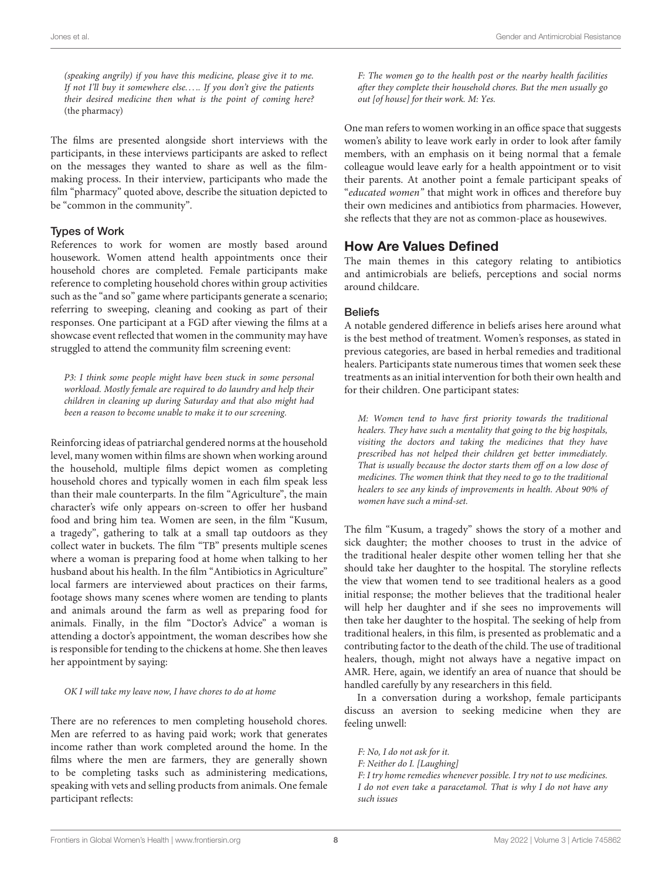*(speaking angrily) if you have this medicine, please give it to me. If not I'll buy it somewhere else….. If you don't give the patients their desired medicine then what is the point of coming here?* (the pharmacy)

The films are presented alongside short interviews with the participants, in these interviews participants are asked to reflect on the messages they wanted to share as well as the film-making process. In their interview, participants who made the film "pharmacy" quoted above, describe the situation depicted to be "common in the community".

### Types of Work

References to work for women are mostly based around housework. Women attend health appointments once their household chores are completed. Female participants make reference to completing household chores within group activities such as the "and so" game where participants generate a scenario; referring to sweeping, cleaning and cooking as part of their responses. One participant at a FGD after viewing the films at a showcase event reflected that women in the community may have struggled to attend the community film screening event:

> *P3: I think some people might have been stuck in some personal workload. Mostly female are required to do laundry and help their children in cleaning up during Saturday and that also might had been a reason to become unable to make it to our screening.*

Reinforcing ideas of patriarchal gendered norms at the household level, many women within films are shown when working around the household, multiple films depict women as completing household chores and typically women in each film speak less than their male counterparts. In the film "Agriculture", the main character's wife only appears on-screen to offer her husband food and bring him tea. Women are seen, in the film "Kusum, a tragedy", gathering to talk at a small tap outdoors as they collect water in buckets. The film "TB" presents multiple scenes where a woman is preparing food at home when talking to her husband about his health. In the film "Antibiotics in Agriculture" local farmers are interviewed about practices on their farms, footage shows many scenes where women are tending to plants and animals around the farm as well as preparing food for animals. Finally, in the film "Doctor's Advice" a woman is attending a doctor's appointment, the woman describes how she is responsible for tending to the chickens at home. She then leaves her appointment by saying:

> *OK I will take my leave now, I have chores to do at home*

There are no references to men completing household chores. Men are referred to as having paid work; work that generates income rather than work completed around the home. In the films where the men are farmers, they are generally shown to be completing tasks such as administering medications, speaking with vets and selling products from animals. One female participant reflects:

> *F: The women go to the health post or the nearby health facilities after they complete their household chores. But the men usually go out [of house] for their work. M: Yes.*

One man refers to women working in an office space that suggests women's ability to leave work early in order to look after family members, with an emphasis on it being normal that a female colleague would leave early for a health appointment or to visit their parents. At another point a female participant speaks of "*educated women*" that might work in offices and therefore buy their own medicines and antibiotics from pharmacies. However, she reflects that they are not as common-place as housewives.

## How Are Values Defined

The main themes in this category relating to antibiotics and antimicrobials are beliefs, perceptions and social norms around childcare.

### Beliefs

A notable gendered difference in beliefs arises here around what is the best method of treatment. Women's responses, as stated in previous categories, are based in herbal remedies and traditional healers. Participants state numerous times that women seek these treatments as an initial intervention for both their own health and for their children. One participant states:

> *M: Women tend to have first priority towards the traditional healers. They have such a mentality that going to the big hospitals, visiting the doctors and taking the medicines that they have prescribed has not helped their children get better immediately. That is usually because the doctor starts them off on a low dose of medicines. The women think that they need to go to the traditional healers to see any kinds of improvements in health. About 90% of women have such a mind-set.*

The film "Kusum, a tragedy" shows the story of a mother and sick daughter; the mother chooses to trust in the advice of the traditional healer despite other women telling her that she should take her daughter to the hospital. The storyline reflects the view that women tend to see traditional healers as a good initial response; the mother believes that the traditional healer will help her daughter and if she sees no improvements will then take her daughter to the hospital. The seeking of help from traditional healers, in this film, is presented as problematic and a contributing factor to the death of the child. The use of traditional healers, though, might not always have a negative impact on AMR. Here, again, we identify an area of nuance that should be handled carefully by any researchers in this field.

In a conversation during a workshop, female participants discuss an aversion to seeking medicine when they are feeling unwell:

> *F: No, I do not ask for it.*
> *F: Neither do I. [Laughing]*
> *F: I try home remedies whenever possible. I try not to use medicines. I do not even take a paracetamol. That is why I do not have any such issues*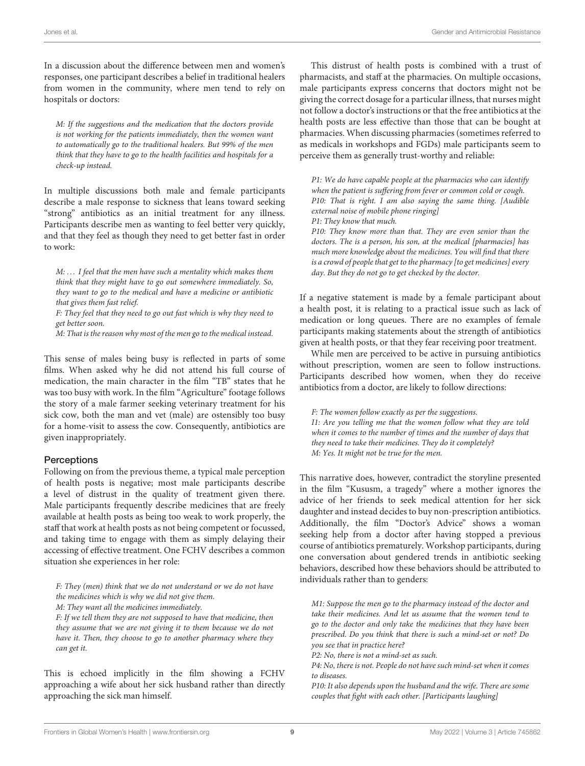In a discussion about the difference between men and women's responses, one participant describes a belief in traditional healers from women in the community, where men tend to rely on hospitals or doctors:

> *M: If the suggestions and the medication that the doctors provide is not working for the patients immediately, then the women want to automatically go to the traditional healers. But 99% of the men think that they have to go to the health facilities and hospitals for a check-up instead.*

In multiple discussions both male and female participants describe a male response to sickness that leans toward seeking "strong" antibiotics as an initial treatment for any illness. Participants describe men as wanting to feel better very quickly, and that they feel as though they need to get better fast in order to work:

> *M: … I feel that the men have such a mentality which makes them think that they might have to go out somewhere immediately. So, they want to go to the medical and have a medicine or antibiotic that gives them fast relief.*
> *F: They feel that they need to go out fast which is why they need to get better soon.*
> *M: That is the reason why most of the men go to the medical instead.*

This sense of males being busy is reflected in parts of some films. When asked why he did not attend his full course of medication, the main character in the film "TB" states that he was too busy with work. In the film "Agriculture" footage follows the story of a male farmer seeking veterinary treatment for his sick cow, both the man and vet (male) are ostensibly too busy for a home-visit to assess the cow. Consequently, antibiotics are given inappropriately.

### Perceptions

Following on from the previous theme, a typical male perception of health posts is negative; most male participants describe a level of distrust in the quality of treatment given there. Male participants frequently describe medicines that are freely available at health posts as being too weak to work properly, the staff that work at health posts as not being competent or focussed, and taking time to engage with them as simply delaying their accessing of effective treatment. One FCHV describes a common situation she experiences in her role:

> *F: They (men) think that we do not understand or we do not have the medicines which is why we did not give them.*
> *M: They want all the medicines immediately.*
> *F: If we tell them they are not supposed to have that medicine, then they assume that we are not giving it to them because we do not have it. Then, they choose to go to another pharmacy where they can get it.*

This is echoed implicitly in the film showing a FCHV approaching a wife about her sick husband rather than directly approaching the sick man himself.

This distrust of health posts is combined with a trust of pharmacists, and staff at the pharmacies. On multiple occasions, male participants express concerns that doctors might not be giving the correct dosage for a particular illness, that nurses might not follow a doctor's instructions or that the free antibiotics at the health posts are less effective than those that can be bought at pharmacies. When discussing pharmacies (sometimes referred to as medicals in workshops and FGDs) male participants seem to perceive them as generally trust-worthy and reliable:

> *P1: We do have capable people at the pharmacies who can identify when the patient is suffering from fever or common cold or cough.*
> *P10: That is right. I am also saying the same thing. [Audible external noise of mobile phone ringing]*
> *P1: They know that much.*
> *P10: They know more than that. They are even senior than the doctors. The is a person, his son, at the medical [pharmacies] has much more knowledge about the medicines. You will find that there is a crowd of people that get to the pharmacy [to get medicines] every day. But they do not go to get checked by the doctor.*

If a negative statement is made by a female participant about a health post, it is relating to a practical issue such as lack of medication or long queues. There are no examples of female participants making statements about the strength of antibiotics given at health posts, or that they fear receiving poor treatment.

While men are perceived to be active in pursuing antibiotics without prescription, women are seen to follow instructions. Participants described how women, when they do receive antibiotics from a doctor, are likely to follow directions:

> *F: The women follow exactly as per the suggestions.*
> *I1: Are you telling me that the women follow what they are told when it comes to the number of times and the number of days that they need to take their medicines. They do it completely?*
> *M: Yes. It might not be true for the men.*

This narrative does, however, contradict the storyline presented in the film "Kususm, a tragedy" where a mother ignores the advice of her friends to seek medical attention for her sick daughter and instead decides to buy non-prescription antibiotics. Additionally, the film "Doctor's Advice" shows a woman seeking help from a doctor after having stopped a previous course of antibiotics prematurely. Workshop participants, during one conversation about gendered trends in antibiotic seeking behaviors, described how these behaviors should be attributed to individuals rather than to genders:

> *M1: Suppose the men go to the pharmacy instead of the doctor and take their medicines. And let us assume that the women tend to go to the doctor and only take the medicines that they have been prescribed. Do you think that there is such a mind-set or not? Do you see that in practice here?*
> *P2: No, there is not a mind-set as such.*
> *P4: No, there is not. People do not have such mind-set when it comes to diseases.*
> *P10: It also depends upon the husband and the wife. There are some couples that fight with each other. [Participants laughing]*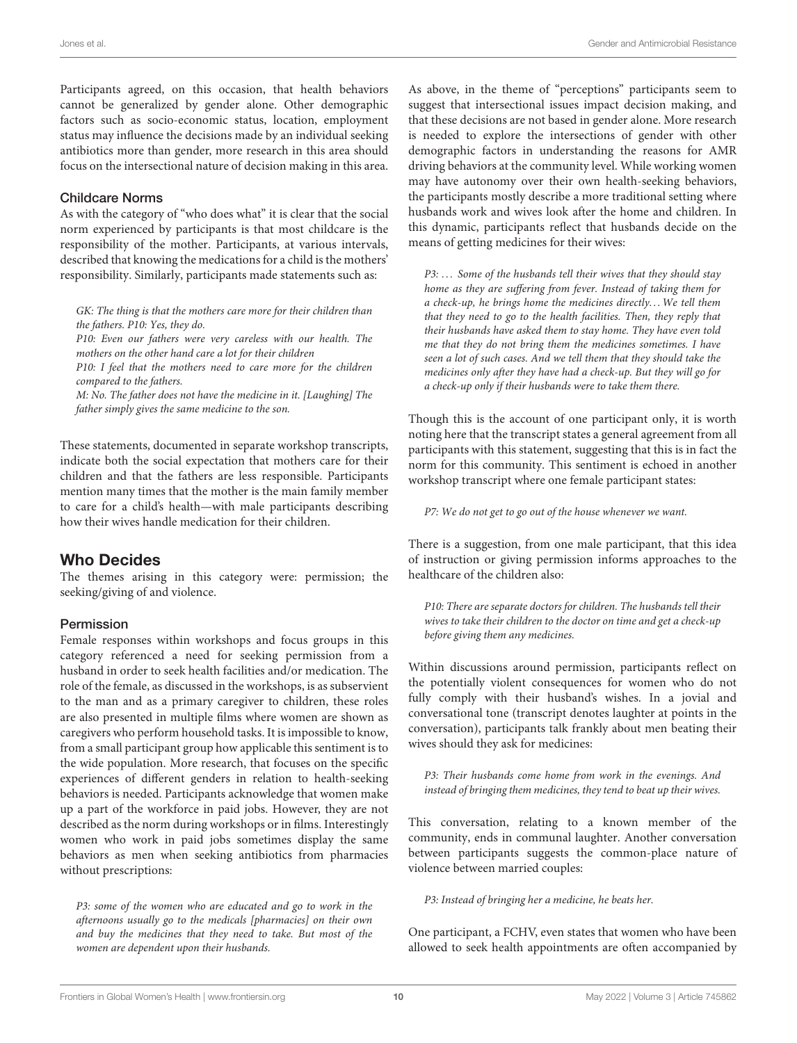Participants agreed, on this occasion, that health behaviors cannot be generalized by gender alone. Other demographic factors such as socio-economic status, location, employment status may influence the decisions made by an individual seeking antibiotics more than gender, more research in this area should focus on the intersectional nature of decision making in this area.

### Childcare Norms

As with the category of "who does what" it is clear that the social norm experienced by participants is that most childcare is the responsibility of the mother. Participants, at various intervals, described that knowing the medications for a child is the mothers' responsibility. Similarly, participants made statements such as:

> *GK: The thing is that the mothers care more for their children than the fathers. P10: Yes, they do.*
>
> *P10: Even our fathers were very careless with our health. The mothers on the other hand care a lot for their children*
>
> *P10: I feel that the mothers need to care more for the children compared to the fathers.*
>
> *M: No. The father does not have the medicine in it. [Laughing] The father simply gives the same medicine to the son.*

These statements, documented in separate workshop transcripts, indicate both the social expectation that mothers care for their children and that the fathers are less responsible. Participants mention many times that the mother is the main family member to care for a child's health—with male participants describing how their wives handle medication for their children.

## Who Decides

The themes arising in this category were: permission; the seeking/giving of and violence.

### Permission

Female responses within workshops and focus groups in this category referenced a need for seeking permission from a husband in order to seek health facilities and/or medication. The role of the female, as discussed in the workshops, is as subservient to the man and as a primary caregiver to children, these roles are also presented in multiple films where women are shown as caregivers who perform household tasks. It is impossible to know, from a small participant group how applicable this sentiment is to the wide population. More research, that focuses on the specific experiences of different genders in relation to health-seeking behaviors is needed. Participants acknowledge that women make up a part of the workforce in paid jobs. However, they are not described as the norm during workshops or in films. Interestingly women who work in paid jobs sometimes display the same behaviors as men when seeking antibiotics from pharmacies without prescriptions:

> *P3: some of the women who are educated and go to work in the afternoons usually go to the medicals [pharmacies] on their own and buy the medicines that they need to take. But most of the women are dependent upon their husbands.*

As above, in the theme of "perceptions" participants seem to suggest that intersectional issues impact decision making, and that these decisions are not based in gender alone. More research is needed to explore the intersections of gender with other demographic factors in understanding the reasons for AMR driving behaviors at the community level. While working women may have autonomy over their own health-seeking behaviors, the participants mostly describe a more traditional setting where husbands work and wives look after the home and children. In this dynamic, participants reflect that husbands decide on the means of getting medicines for their wives:

> *P3: … Some of the husbands tell their wives that they should stay home as they are suffering from fever. Instead of taking them for a check-up, he brings home the medicines directly… We tell them that they need to go to the health facilities. Then, they reply that their husbands have asked them to stay home. They have even told me that they do not bring them the medicines sometimes. I have seen a lot of such cases. And we tell them that they should take the medicines only after they have had a check-up. But they will go for a check-up only if their husbands were to take them there.*

Though this is the account of one participant only, it is worth noting here that the transcript states a general agreement from all participants with this statement, suggesting that this is in fact the norm for this community. This sentiment is echoed in another workshop transcript where one female participant states:

> *P7: We do not get to go out of the house whenever we want.*

There is a suggestion, from one male participant, that this idea of instruction or giving permission informs approaches to the healthcare of the children also:

> *P10: There are separate doctors for children. The husbands tell their wives to take their children to the doctor on time and get a check-up before giving them any medicines.*

Within discussions around permission, participants reflect on the potentially violent consequences for women who do not fully comply with their husband's wishes. In a jovial and conversational tone (transcript denotes laughter at points in the conversation), participants talk frankly about men beating their wives should they ask for medicines:

> *P3: Their husbands come home from work in the evenings. And instead of bringing them medicines, they tend to beat up their wives.*

This conversation, relating to a known member of the community, ends in communal laughter. Another conversation between participants suggests the common-place nature of violence between married couples:

> *P3: Instead of bringing her a medicine, he beats her.*

One participant, a FCHV, even states that women who have been allowed to seek health appointments are often accompanied by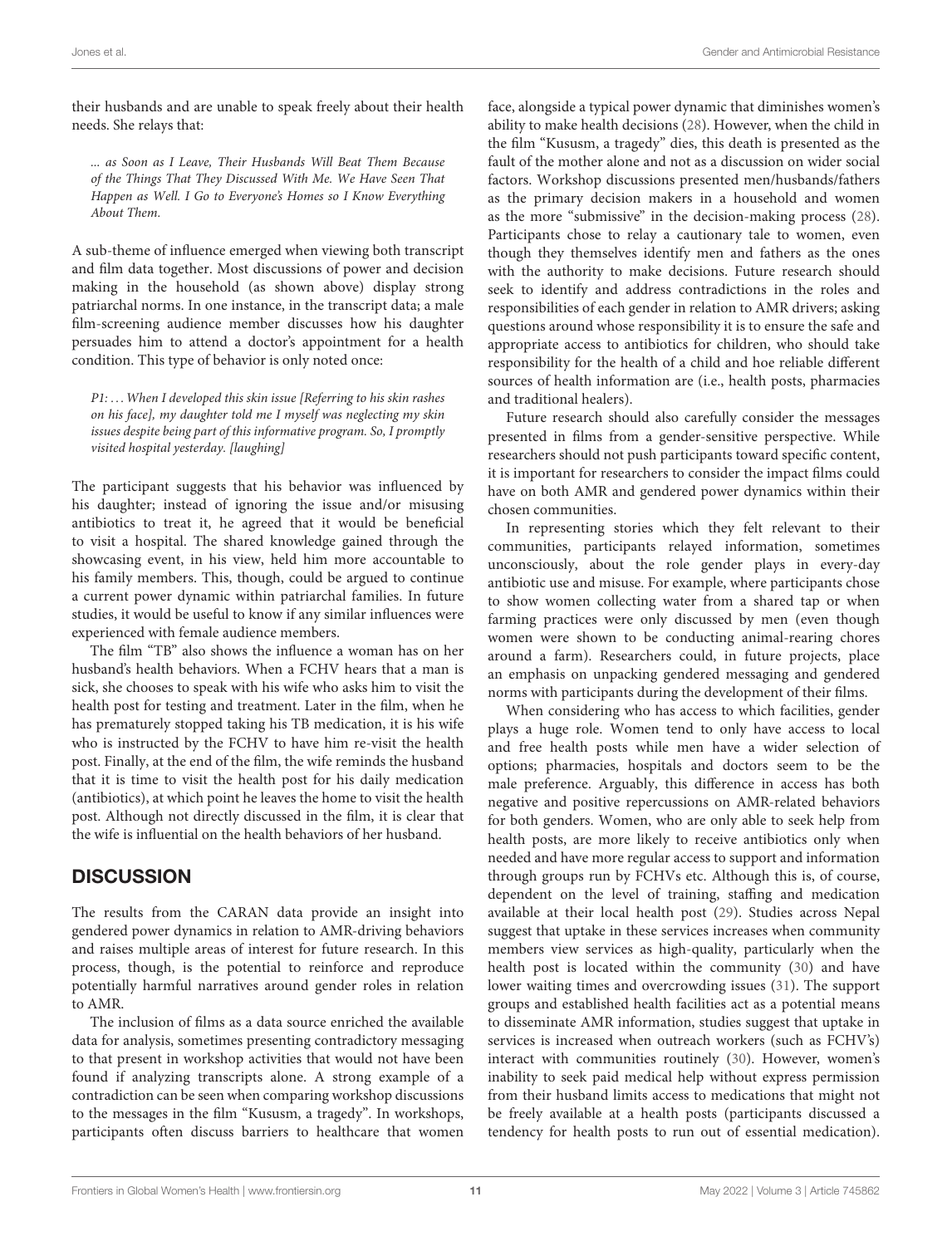their husbands and are unable to speak freely about their health needs. She relays that:

> *... as Soon as I Leave, Their Husbands Will Beat Them Because of the Things That They Discussed With Me. We Have Seen That Happen as Well. I Go to Everyone's Homes so I Know Everything About Them.*

A sub-theme of influence emerged when viewing both transcript and film data together. Most discussions of power and decision making in the household (as shown above) display strong patriarchal norms. In one instance, in the transcript data; a male film-screening audience member discusses how his daughter persuades him to attend a doctor's appointment for a health condition. This type of behavior is only noted once:

> *P1: ... When I developed this skin issue [Referring to his skin rashes on his face], my daughter told me I myself was neglecting my skin issues despite being part of this informative program. So, I promptly visited hospital yesterday. [laughing]*

The participant suggests that his behavior was influenced by his daughter; instead of ignoring the issue and/or misusing antibiotics to treat it, he agreed that it would be beneficial to visit a hospital. The shared knowledge gained through the showcasing event, in his view, held him more accountable to his family members. This, though, could be argued to continue a current power dynamic within patriarchal families. In future studies, it would be useful to know if any similar influences were experienced with female audience members.

The film "TB" also shows the influence a woman has on her husband's health behaviors. When a FCHV hears that a man is sick, she chooses to speak with his wife who asks him to visit the health post for testing and treatment. Later in the film, when he has prematurely stopped taking his TB medication, it is his wife who is instructed by the FCHV to have him re-visit the health post. Finally, at the end of the film, the wife reminds the husband that it is time to visit the health post for his daily medication (antibiotics), at which point he leaves the home to visit the health post. Although not directly discussed in the film, it is clear that the wife is influential on the health behaviors of her husband.

## DISCUSSION

The results from the CARAN data provide an insight into gendered power dynamics in relation to AMR-driving behaviors and raises multiple areas of interest for future research. In this process, though, is the potential to reinforce and reproduce potentially harmful narratives around gender roles in relation to AMR.

The inclusion of films as a data source enriched the available data for analysis, sometimes presenting contradictory messaging to that present in workshop activities that would not have been found if analyzing transcripts alone. A strong example of a contradiction can be seen when comparing workshop discussions to the messages in the film "Kususm, a tragedy". In workshops, participants often discuss barriers to healthcare that women face, alongside a typical power dynamic that diminishes women's ability to make health decisions (28). However, when the child in the film "Kususm, a tragedy" dies, this death is presented as the fault of the mother alone and not as a discussion on wider social factors. Workshop discussions presented men/husbands/fathers as the primary decision makers in a household and women as the more "submissive" in the decision-making process (28). Participants chose to relay a cautionary tale to women, even though they themselves identify men and fathers as the ones with the authority to make decisions. Future research should seek to identify and address contradictions in the roles and responsibilities of each gender in relation to AMR drivers; asking questions around whose responsibility it is to ensure the safe and appropriate access to antibiotics for children, who should take responsibility for the health of a child and hoe reliable different sources of health information are (i.e., health posts, pharmacies and traditional healers).

Future research should also carefully consider the messages presented in films from a gender-sensitive perspective. While researchers should not push participants toward specific content, it is important for researchers to consider the impact films could have on both AMR and gendered power dynamics within their chosen communities.

In representing stories which they felt relevant to their communities, participants relayed information, sometimes unconsciously, about the role gender plays in every-day antibiotic use and misuse. For example, where participants chose to show women collecting water from a shared tap or when farming practices were only discussed by men (even though women were shown to be conducting animal-rearing chores around a farm). Researchers could, in future projects, place an emphasis on unpacking gendered messaging and gendered norms with participants during the development of their films.

When considering who has access to which facilities, gender plays a huge role. Women tend to only have access to local and free health posts while men have a wider selection of options; pharmacies, hospitals and doctors seem to be the male preference. Arguably, this difference in access has both negative and positive repercussions on AMR-related behaviors for both genders. Women, who are only able to seek help from health posts, are more likely to receive antibiotics only when needed and have more regular access to support and information through groups run by FCHVs etc. Although this is, of course, dependent on the level of training, staffing and medication available at their local health post (29). Studies across Nepal suggest that uptake in these services increases when community members view services as high-quality, particularly when the health post is located within the community (30) and have lower waiting times and overcrowding issues (31). The support groups and established health facilities act as a potential means to disseminate AMR information, studies suggest that uptake in services is increased when outreach workers (such as FCHV's) interact with communities routinely (30). However, women's inability to seek paid medical help without express permission from their husband limits access to medications that might not be freely available at a health posts (participants discussed a tendency for health posts to run out of essential medication).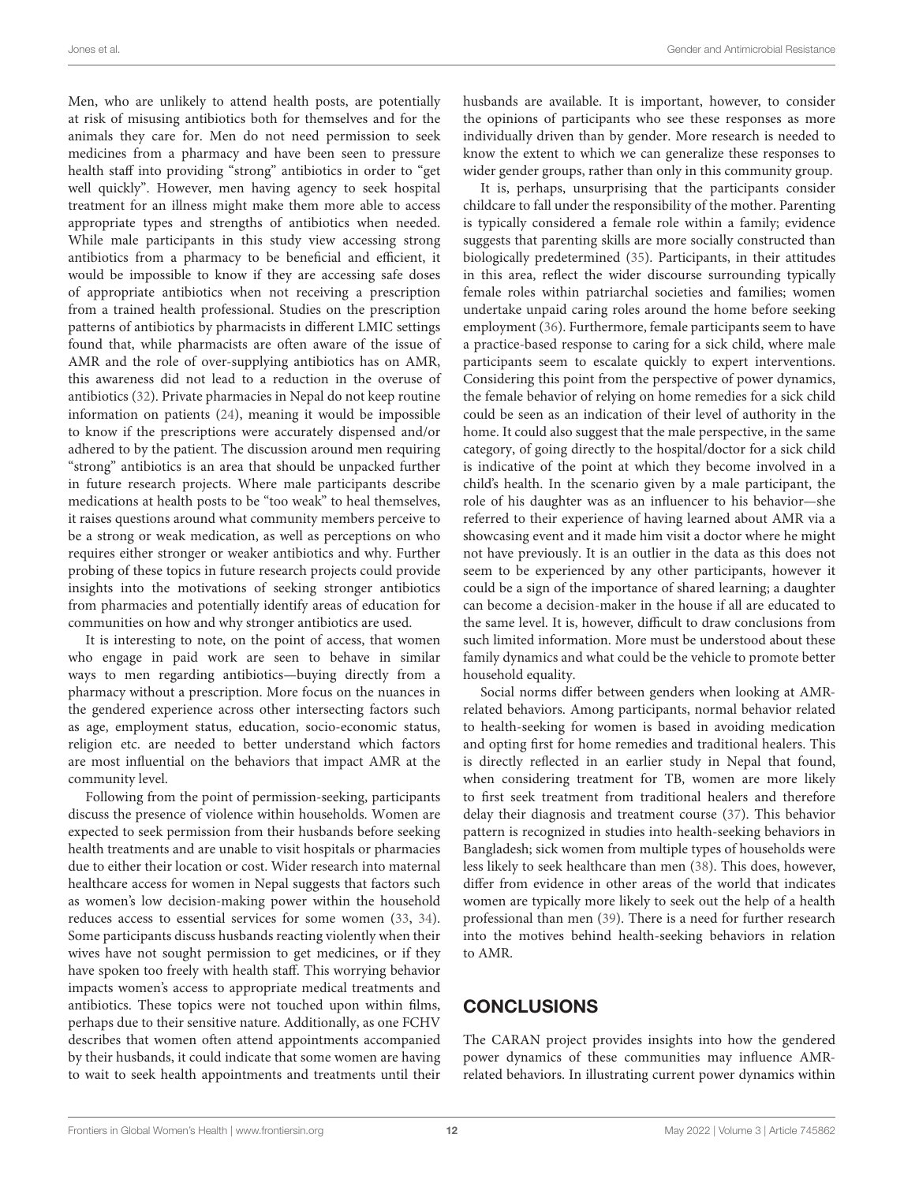Men, who are unlikely to attend health posts, are potentially at risk of misusing antibiotics both for themselves and for the animals they care for. Men do not need permission to seek medicines from a pharmacy and have been seen to pressure health staff into providing "strong" antibiotics in order to "get well quickly". However, men having agency to seek hospital treatment for an illness might make them more able to access appropriate types and strengths of antibiotics when needed. While male participants in this study view accessing strong antibiotics from a pharmacy to be beneficial and efficient, it would be impossible to know if they are accessing safe doses of appropriate antibiotics when not receiving a prescription from a trained health professional. Studies on the prescription patterns of antibiotics by pharmacists in different LMIC settings found that, while pharmacists are often aware of the issue of AMR and the role of over-supplying antibiotics has on AMR, this awareness did not lead to a reduction in the overuse of antibiotics (32). Private pharmacies in Nepal do not keep routine information on patients (24), meaning it would be impossible to know if the prescriptions were accurately dispensed and/or adhered to by the patient. The discussion around men requiring "strong" antibiotics is an area that should be unpacked further in future research projects. Where male participants describe medications at health posts to be "too weak" to heal themselves, it raises questions around what community members perceive to be a strong or weak medication, as well as perceptions on who requires either stronger or weaker antibiotics and why. Further probing of these topics in future research projects could provide insights into the motivations of seeking stronger antibiotics from pharmacies and potentially identify areas of education for communities on how and why stronger antibiotics are used.

It is interesting to note, on the point of access, that women who engage in paid work are seen to behave in similar ways to men regarding antibiotics—buying directly from a pharmacy without a prescription. More focus on the nuances in the gendered experience across other intersecting factors such as age, employment status, education, socio-economic status, religion etc. are needed to better understand which factors are most influential on the behaviors that impact AMR at the community level.

Following from the point of permission-seeking, participants discuss the presence of violence within households. Women are expected to seek permission from their husbands before seeking health treatments and are unable to visit hospitals or pharmacies due to either their location or cost. Wider research into maternal healthcare access for women in Nepal suggests that factors such as women's low decision-making power within the household reduces access to essential services for some women (33, 34). Some participants discuss husbands reacting violently when their wives have not sought permission to get medicines, or if they have spoken too freely with health staff. This worrying behavior impacts women's access to appropriate medical treatments and antibiotics. These topics were not touched upon within films, perhaps due to their sensitive nature. Additionally, as one FCHV describes that women often attend appointments accompanied by their husbands, it could indicate that some women are having to wait to seek health appointments and treatments until their husbands are available. It is important, however, to consider the opinions of participants who see these responses as more individually driven than by gender. More research is needed to know the extent to which we can generalize these responses to wider gender groups, rather than only in this community group.

It is, perhaps, unsurprising that the participants consider childcare to fall under the responsibility of the mother. Parenting is typically considered a female role within a family; evidence suggests that parenting skills are more socially constructed than biologically predetermined (35). Participants, in their attitudes in this area, reflect the wider discourse surrounding typically female roles within patriarchal societies and families; women undertake unpaid caring roles around the home before seeking employment (36). Furthermore, female participants seem to have a practice-based response to caring for a sick child, where male participants seem to escalate quickly to expert interventions. Considering this point from the perspective of power dynamics, the female behavior of relying on home remedies for a sick child could be seen as an indication of their level of authority in the home. It could also suggest that the male perspective, in the same category, of going directly to the hospital/doctor for a sick child is indicative of the point at which they become involved in a child's health. In the scenario given by a male participant, the role of his daughter was as an influencer to his behavior—she referred to their experience of having learned about AMR via a showcasing event and it made him visit a doctor where he might not have previously. It is an outlier in the data as this does not seem to be experienced by any other participants, however it could be a sign of the importance of shared learning; a daughter can become a decision-maker in the house if all are educated to the same level. It is, however, difficult to draw conclusions from such limited information. More must be understood about these family dynamics and what could be the vehicle to promote better household equality.

Social norms differ between genders when looking at AMR-related behaviors. Among participants, normal behavior related to health-seeking for women is based in avoiding medication and opting first for home remedies and traditional healers. This is directly reflected in an earlier study in Nepal that found, when considering treatment for TB, women are more likely to first seek treatment from traditional healers and therefore delay their diagnosis and treatment course (37). This behavior pattern is recognized in studies into health-seeking behaviors in Bangladesh; sick women from multiple types of households were less likely to seek healthcare than men (38). This does, however, differ from evidence in other areas of the world that indicates women are typically more likely to seek out the help of a health professional than men (39). There is a need for further research into the motives behind health-seeking behaviors in relation to AMR.

## CONCLUSIONS

The CARAN project provides insights into how the gendered power dynamics of these communities may influence AMR-related behaviors. In illustrating current power dynamics within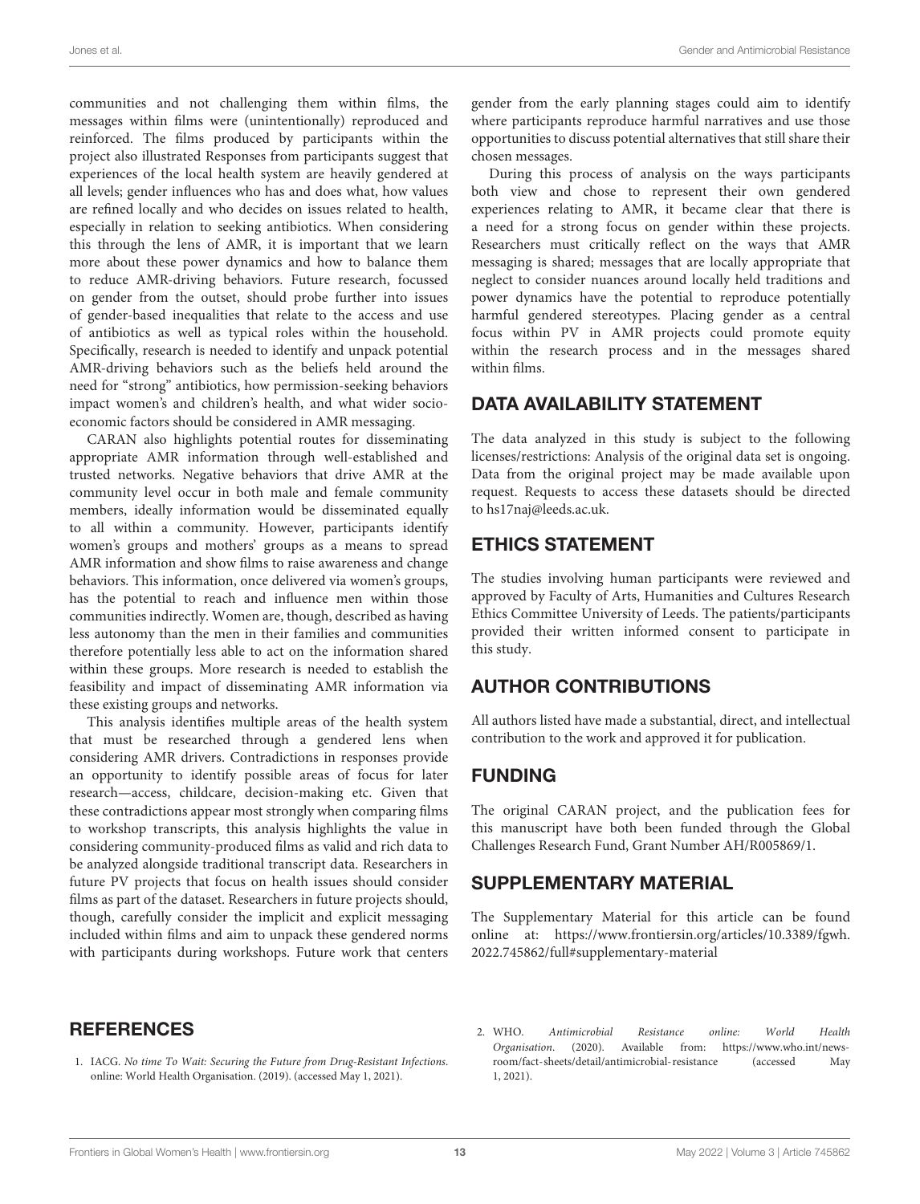communities and not challenging them within films, the messages within films were (unintentionally) reproduced and reinforced. The films produced by participants within the project also illustrated Responses from participants suggest that experiences of the local health system are heavily gendered at all levels; gender influences who has and does what, how values are refined locally and who decides on issues related to health, especially in relation to seeking antibiotics. When considering this through the lens of AMR, it is important that we learn more about these power dynamics and how to balance them to reduce AMR-driving behaviors. Future research, focussed on gender from the outset, should probe further into issues of gender-based inequalities that relate to the access and use of antibiotics as well as typical roles within the household. Specifically, research is needed to identify and unpack potential AMR-driving behaviors such as the beliefs held around the need for "strong" antibiotics, how permission-seeking behaviors impact women's and children's health, and what wider socio-economic factors should be considered in AMR messaging.

CARAN also highlights potential routes for disseminating appropriate AMR information through well-established and trusted networks. Negative behaviors that drive AMR at the community level occur in both male and female community members, ideally information would be disseminated equally to all within a community. However, participants identify women's groups and mothers' groups as a means to spread AMR information and show films to raise awareness and change behaviors. This information, once delivered via women's groups, has the potential to reach and influence men within those communities indirectly. Women are, though, described as having less autonomy than the men in their families and communities therefore potentially less able to act on the information shared within these groups. More research is needed to establish the feasibility and impact of disseminating AMR information via these existing groups and networks.

This analysis identifies multiple areas of the health system that must be researched through a gendered lens when considering AMR drivers. Contradictions in responses provide an opportunity to identify possible areas of focus for later research—access, childcare, decision-making etc. Given that these contradictions appear most strongly when comparing films to workshop transcripts, this analysis highlights the value in considering community-produced films as valid and rich data to be analyzed alongside traditional transcript data. Researchers in future PV projects that focus on health issues should consider films as part of the dataset. Researchers in future projects should, though, carefully consider the implicit and explicit messaging included within films and aim to unpack these gendered norms with participants during workshops. Future work that centers gender from the early planning stages could aim to identify where participants reproduce harmful narratives and use those opportunities to discuss potential alternatives that still share their chosen messages.

During this process of analysis on the ways participants both view and chose to represent their own gendered experiences relating to AMR, it became clear that there is a need for a strong focus on gender within these projects. Researchers must critically reflect on the ways that AMR messaging is shared; messages that are locally appropriate that neglect to consider nuances around locally held traditions and power dynamics have the potential to reproduce potentially harmful gendered stereotypes. Placing gender as a central focus within PV in AMR projects could promote equity within the research process and in the messages shared within films.

## DATA AVAILABILITY STATEMENT

The data analyzed in this study is subject to the following licenses/restrictions: Analysis of the original data set is ongoing. Data from the original project may be made available upon request. Requests to access these datasets should be directed to hs17naj@leeds.ac.uk.

## ETHICS STATEMENT

The studies involving human participants were reviewed and approved by Faculty of Arts, Humanities and Cultures Research Ethics Committee University of Leeds. The patients/participants provided their written informed consent to participate in this study.

## AUTHOR CONTRIBUTIONS

All authors listed have made a substantial, direct, and intellectual contribution to the work and approved it for publication.

## FUNDING

The original CARAN project, and the publication fees for this manuscript have both been funded through the Global Challenges Research Fund, Grant Number AH/R005869/1.

## SUPPLEMENTARY MATERIAL

The Supplementary Material for this article can be found online at: https://www.frontiersin.org/articles/10.3389/fgwh.2022.745862/full#supplementary-material

## REFERENCES

1. IACG. *No time To Wait: Securing the Future from Drug-Resistant Infections*. online: World Health Organisation. (2019). (accessed May 1, 2021).
2. WHO. *Antimicrobial Resistance online: World Health Organisation*. (2020). Available from: https://www.who.int/news-room/fact-sheets/detail/antimicrobial-resistance (accessed May 1, 2021).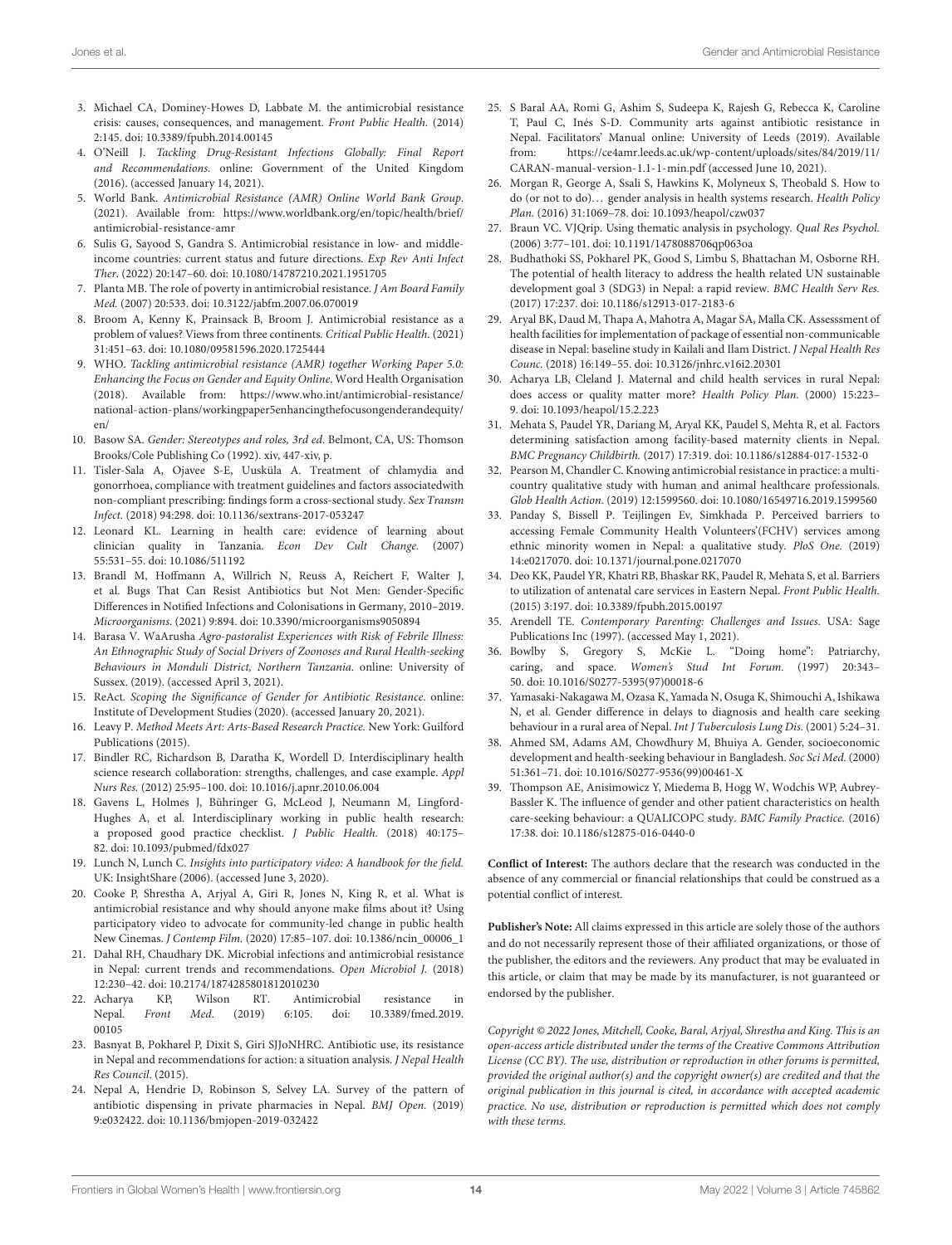3. Michael CA, Dominey-Howes D, Labbate M. the antimicrobial resistance crisis: causes, consequences, and management. *Front Public Health.* (2014) 2:145. doi: 10.3389/fpubh.2014.00145
4. O'Neill J. *Tackling Drug-Resistant Infections Globally: Final Report and Recommendations*. online: Government of the United Kingdom (2016). (accessed January 14, 2021).
5. World Bank. *Antimicrobial Resistance (AMR) Online World Bank Group*. (2021). Available from: https://www.worldbank.org/en/topic/health/brief/antimicrobial-resistance-amr
6. Sulis G, Sayood S, Gandra S. Antimicrobial resistance in low- and middle-income countries: current status and future directions. *Exp Rev Anti Infect Ther*. (2022) 20:147–60. doi: 10.1080/14787210.2021.1951705
7. Planta MB. The role of poverty in antimicrobial resistance. *J Am Board Family Med.* (2007) 20:533. doi: 10.3122/jabfm.2007.06.070019
8. Broom A, Kenny K, Prainsack B, Broom J. Antimicrobial resistance as a problem of values? Views from three continents. *Critical Public Health.* (2021) 31:451–63. doi: 10.1080/09581596.2020.1725444
9. WHO. *Tackling antimicrobial resistance (AMR) together Working Paper 5.0: Enhancing the Focus on Gender and Equity Online*. Word Health Organisation (2018). Available from: https://www.who.int/antimicrobial-resistance/national-action-plans/workingpaper5enhancingthefocusongenderandequity/en/
10. Basow SA. *Gender: Stereotypes and roles, 3rd ed*. Belmont, CA, US: Thomson Brooks/Cole Publishing Co (1992). xiv, 447-xiv, p.
11. Tisler-Sala A, Ojavee S-E, Uusküla A. Treatment of chlamydia and gonorrhoea, compliance with treatment guidelines and factors associatedwith non-compliant prescribing: findings form a cross-sectional study. *Sex Transm Infect.* (2018) 94:298. doi: 10.1136/sextrans-2017-053247
12. Leonard KL. Learning in health care: evidence of learning about clinician quality in Tanzania. *Econ Dev Cult Change.* (2007) 55:531–55. doi: 10.1086/511192
13. Brandl M, Hoffmann A, Willrich N, Reuss A, Reichert F, Walter J, et al. Bugs That Can Resist Antibiotics but Not Men: Gender-Specific Differences in Notified Infections and Colonisations in Germany, 2010–2019. *Microorganisms*. (2021) 9:894. doi: 10.3390/microorganisms9050894
14. Barasa V. WaArusha *Agro-pastoralist Experiences with Risk of Febrile Illness: An Ethnographic Study of Social Drivers of Zoonoses and Rural Health-seeking Behaviours in Monduli District, Northern Tanzania*. online: University of Sussex. (2019). (accessed April 3, 2021).
15. ReAct. *Scoping the Significance of Gender for Antibiotic Resistance*. online: Institute of Development Studies (2020). (accessed January 20, 2021).
16. Leavy P. *Method Meets Art: Arts-Based Research Practice.* New York: Guilford Publications (2015).
17. Bindler RC, Richardson B, Daratha K, Wordell D. Interdisciplinary health science research collaboration: strengths, challenges, and case example. *Appl Nurs Res.* (2012) 25:95–100. doi: 10.1016/j.apnr.2010.06.004
18. Gavens L, Holmes J, Bühringer G, McLeod J, Neumann M, Lingford-Hughes A, et al. Interdisciplinary working in public health research: a proposed good practice checklist. *J Public Health.* (2018) 40:175–82. doi: 10.1093/pubmed/fdx027
19. Lunch N, Lunch C. *Insights into participatory video: A handbook for the field.* UK: InsightShare (2006). (accessed June 3, 2020).
20. Cooke P, Shrestha A, Arjyal A, Giri R, Jones N, King R, et al. What is antimicrobial resistance and why should anyone make films about it? Using participatory video to advocate for community-led change in public health New Cinemas. *J Contemp Film.* (2020) 17:85–107. doi: 10.1386/ncin_00006_1
21. Dahal RH, Chaudhary DK. Microbial infections and antimicrobial resistance in Nepal: current trends and recommendations. *Open Microbiol J.* (2018) 12:230–42. doi: 10.2174/1874285801812010230
22. Acharya KP, Wilson RT. Antimicrobial resistance in Nepal. *Front Med*. (2019) 6:105. doi: 10.3389/fmed.2019.00105
23. Basnyat B, Pokharel P, Dixit S, Giri SJJoNHRC. Antibiotic use, its resistance in Nepal and recommendations for action: a situation analysis. *J Nepal Health Res Council*. (2015).
24. Nepal A, Hendrie D, Robinson S, Selvey LA. Survey of the pattern of antibiotic dispensing in private pharmacies in Nepal. *BMJ Open.* (2019) 9:e032422. doi: 10.1136/bmjopen-2019-032422
25. S Baral AA, Romi G, Ashim S, Sudeepa K, Rajesh G, Rebecca K, Caroline T, Paul C, Inés S-D. Community arts against antibiotic resistance in Nepal. Facilitators' Manual online: University of Leeds (2019). Available from: https://ce4amr.leeds.ac.uk/wp-content/uploads/sites/84/2019/11/CARAN-manual-version-1.1-1-min.pdf (accessed June 10, 2021).
26. Morgan R, George A, Ssali S, Hawkins K, Molyneux S, Theobald S. How to do (or not to do)... gender analysis in health systems research. *Health Policy Plan.* (2016) 31:1069–78. doi: 10.1093/heapol/czw037
27. Braun VC. VJQrip. Using thematic analysis in psychology. *Qual Res Psychol.* (2006) 3:77–101. doi: 10.1191/1478088706qp063oa
28. Budhathoki SS, Pokharel PK, Good S, Limbu S, Bhattachan M, Osborne RH. The potential of health literacy to address the health related UN sustainable development goal 3 (SDG3) in Nepal: a rapid review. *BMC Health Serv Res.* (2017) 17:237. doi: 10.1186/s12913-017-2183-6
29. Aryal BK, Daud M, Thapa A, Mahotra A, Magar SA, Malla CK. Assesssment of health facilities for implementation of package of essential non-communicable disease in Nepal: baseline study in Kailali and Ilam District. *J Nepal Health Res Counc.* (2018) 16:149–55. doi: 10.3126/jnhrc.v16i2.20301
30. Acharya LB, Cleland J. Maternal and child health services in rural Nepal: does access or quality matter more? *Health Policy Plan.* (2000) 15:223–9. doi: 10.1093/heapol/15.2.223
31. Mehata S, Paudel YR, Dariang M, Aryal KK, Paudel S, Mehta R, et al. Factors determining satisfaction among facility-based maternity clients in Nepal. *BMC Pregnancy Childbirth.* (2017) 17:319. doi: 10.1186/s12884-017-1532-0
32. Pearson M, Chandler C. Knowing antimicrobial resistance in practice: a multi-country qualitative study with human and animal healthcare professionals. *Glob Health Action.* (2019) 12:1599560. doi: 10.1080/16549716.2019.1599560
33. Panday S, Bissell P. Teijlingen Ev, Simkhada P. Perceived barriers to accessing Female Community Health Volunteers'(FCHV) services among ethnic minority women in Nepal: a qualitative study. *PloS One.* (2019) 14:e0217070. doi: 10.1371/journal.pone.0217070
34. Deo KK, Paudel YR, Khatri RB, Bhaskar RK, Paudel R, Mehata S, et al. Barriers to utilization of antenatal care services in Eastern Nepal. *Front Public Health.* (2015) 3:197. doi: 10.3389/fpubh.2015.00197
35. Arendell TE. *Contemporary Parenting: Challenges and Issues.* USA: Sage Publications Inc (1997). (accessed May 1, 2021).
36. Bowlby S, Gregory S, McKie L. "Doing home": Patriarchy, caring, and space. *Women's Stud Int Forum.* (1997) 20:343–50. doi: 10.1016/S0277-5395(97)00018-6
37. Yamasaki-Nakagawa M, Ozasa K, Yamada N, Osuga K, Shimouchi A, Ishikawa N, et al. Gender difference in delays to diagnosis and health care seeking behaviour in a rural area of Nepal. *Int J Tuberculosis Lung Dis.* (2001) 5:24–31.
38. Ahmed SM, Adams AM, Chowdhury M, Bhuiya A. Gender, socioeconomic development and health-seeking behaviour in Bangladesh. *Soc Sci Med.* (2000) 51:361–71. doi: 10.1016/S0277-9536(99)00461-X
39. Thompson AE, Anisimowicz Y, Miedema B, Hogg W, Wodchis WP, Aubrey-Bassler K. The influence of gender and other patient characteristics on health care-seeking behaviour: a QUALICOPC study. *BMC Family Practice.* (2016) 17:38. doi: 10.1186/s12875-016-0440-0

**Conflict of Interest:** The authors declare that the research was conducted in the absence of any commercial or financial relationships that could be construed as a potential conflict of interest.

**Publisher's Note:** All claims expressed in this article are solely those of the authors and do not necessarily represent those of their affiliated organizations, or those of the publisher, the editors and the reviewers. Any product that may be evaluated in this article, or claim that may be made by its manufacturer, is not guaranteed or endorsed by the publisher.

*Copyright © 2022 Jones, Mitchell, Cooke, Baral, Arjyal, Shrestha and King. This is an open-access article distributed under the terms of the Creative Commons Attribution License (CC BY). The use, distribution or reproduction in other forums is permitted, provided the original author(s) and the copyright owner(s) are credited and that the original publication in this journal is cited, in accordance with accepted academic practice. No use, distribution or reproduction is permitted which does not comply with these terms.*